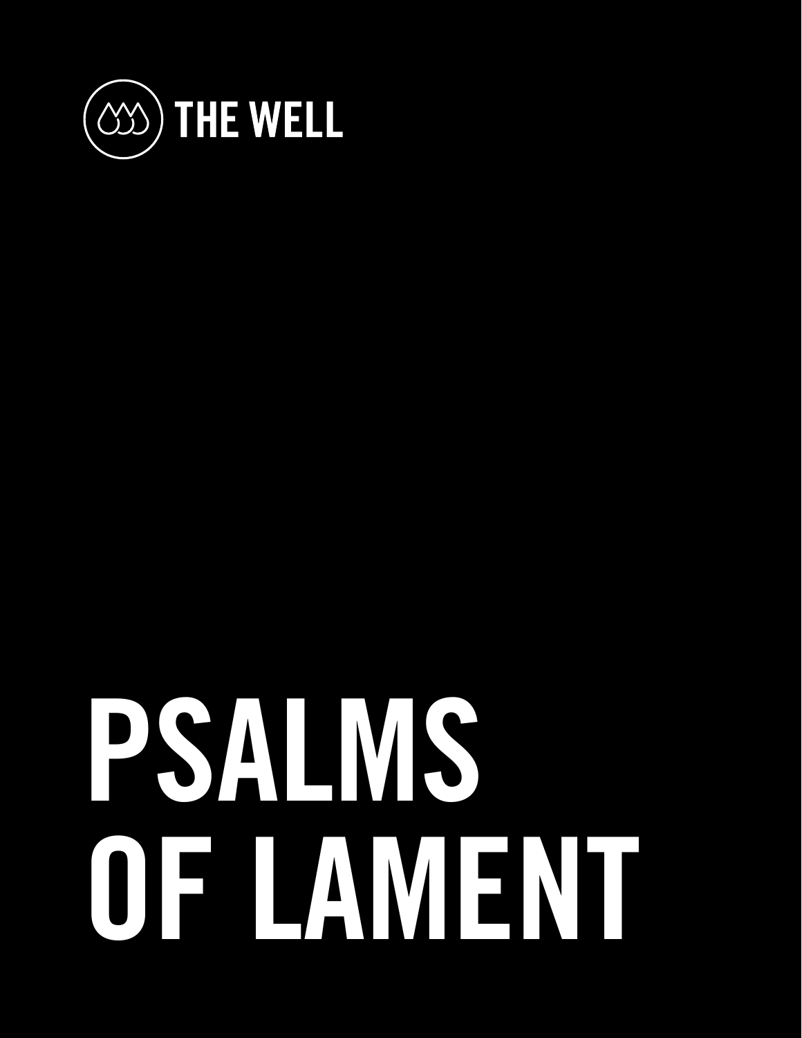THE WELL

# PSALMS OF LAMENT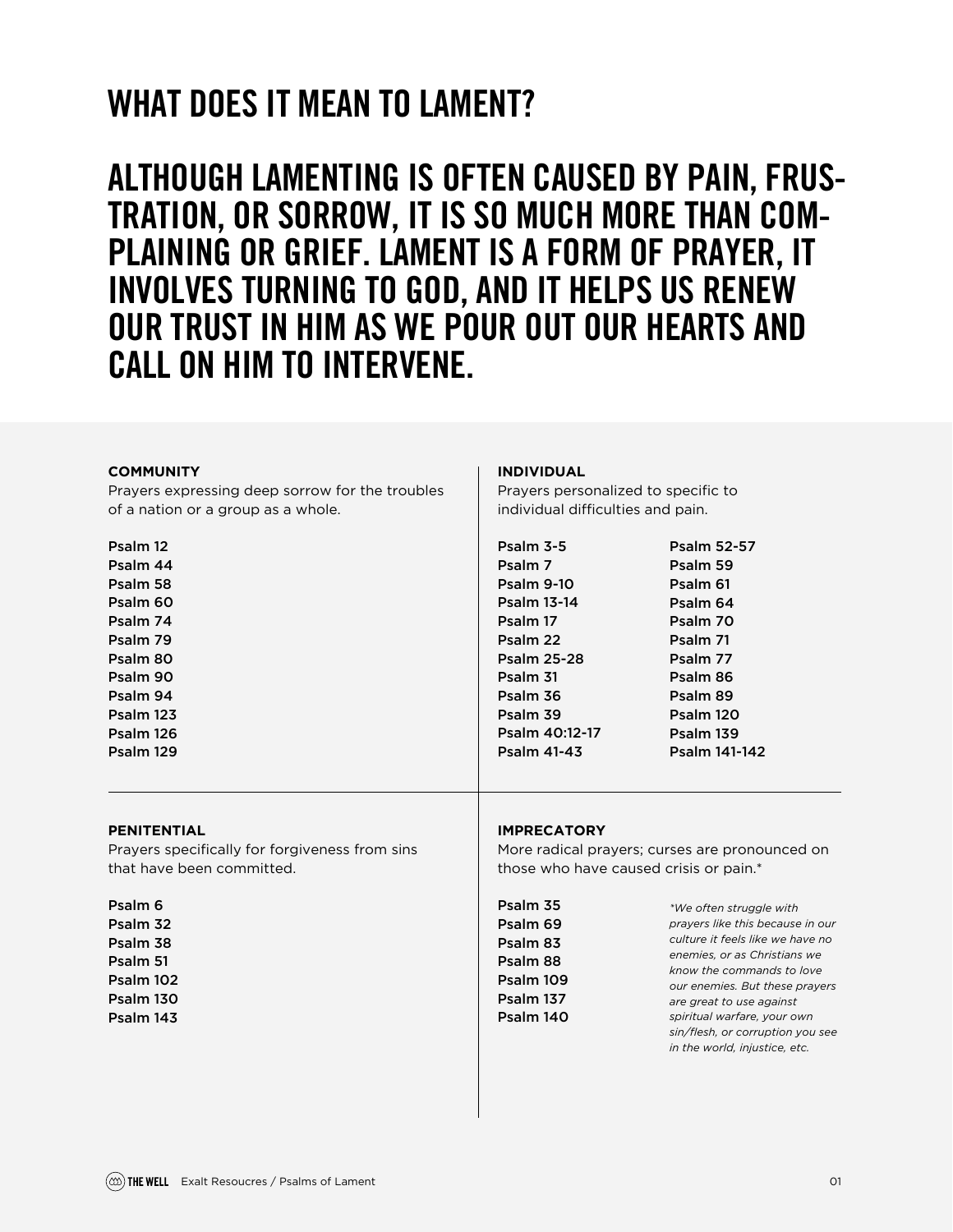# WHAT DOES IT MEAN TO LAMENT?

## ALTHOUGH LAMENTING IS OFTEN CAUSED BY PAIN, FRUSTRATION, OR SORROW, IT IS SO MUCH MORE THAN COMPLAINING OR GRIEF. LAMENT IS A FORM OF PRAYER, IT INVOLVES TURNING TO GOD, AND IT HELPS US RENEW OUR TRUST IN HIM AS WE POUR OUT OUR HEARTS AND CALL ON HIM TO INTERVENE.

**COMMUNITY**

Prayers expressing deep sorrow for the troubles of a nation or a group as a whole.

Psalm 12
Psalm 44
Psalm 58
Psalm 60
Psalm 74
Psalm 79
Psalm 80
Psalm 90
Psalm 94
Psalm 123
Psalm 126
Psalm 129

**INDIVIDUAL**

Prayers personalized to specific to individual difficulties and pain.

Psalm 3-5
Psalm 7
Psalm 9-10
Psalm 13-14
Psalm 17
Psalm 22
Psalm 25-28
Psalm 31
Psalm 36
Psalm 39
Psalm 40:12-17
Psalm 41-43
Psalm 52-57
Psalm 59
Psalm 61
Psalm 64
Psalm 70
Psalm 71
Psalm 77
Psalm 86
Psalm 89
Psalm 120
Psalm 139
Psalm 141-142

**PENITENTIAL**

Prayers specifically for forgiveness from sins that have been committed.

Psalm 6
Psalm 32
Psalm 38
Psalm 51
Psalm 102
Psalm 130
Psalm 143

**IMPRECATORY**

More radical prayers; curses are pronounced on those who have caused crisis or pain.*

Psalm 35
Psalm 69
Psalm 83
Psalm 88
Psalm 109
Psalm 137
Psalm 140

*\*We often struggle with prayers like this because in our culture it feels like we have no enemies, or as Christians we know the commands to love our enemies. But these prayers are great to use against spiritual warfare, your own sin/flesh, or corruption you see in the world, injustice, etc.*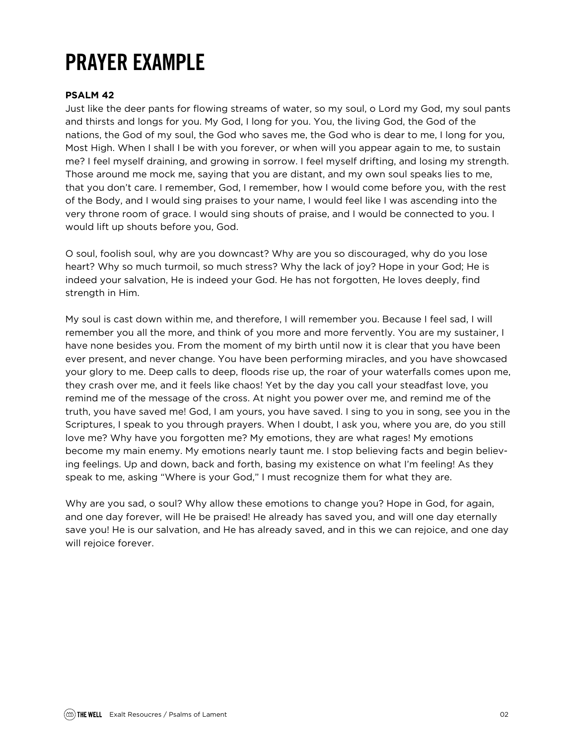# PRAYER EXAMPLE

**PSALM 42**

Just like the deer pants for flowing streams of water, so my soul, o Lord my God, my soul pants and thirsts and longs for you. My God, I long for you. You, the living God, the God of the nations, the God of my soul, the God who saves me, the God who is dear to me, I long for you, Most High. When I shall I be with you forever, or when will you appear again to me, to sustain me? I feel myself draining, and growing in sorrow. I feel myself drifting, and losing my strength. Those around me mock me, saying that you are distant, and my own soul speaks lies to me, that you don't care. I remember, God, I remember, how I would come before you, with the rest of the Body, and I would sing praises to your name, I would feel like I was ascending into the very throne room of grace. I would sing shouts of praise, and I would be connected to you. I would lift up shouts before you, God.

O soul, foolish soul, why are you downcast? Why are you so discouraged, why do you lose heart? Why so much turmoil, so much stress? Why the lack of joy? Hope in your God; He is indeed your salvation, He is indeed your God. He has not forgotten, He loves deeply, find strength in Him.

My soul is cast down within me, and therefore, I will remember you. Because I feel sad, I will remember you all the more, and think of you more and more fervently. You are my sustainer, I have none besides you. From the moment of my birth until now it is clear that you have been ever present, and never change. You have been performing miracles, and you have showcased your glory to me. Deep calls to deep, floods rise up, the roar of your waterfalls comes upon me, they crash over me, and it feels like chaos! Yet by the day you call your steadfast love, you remind me of the message of the cross. At night you power over me, and remind me of the truth, you have saved me! God, I am yours, you have saved. I sing to you in song, see you in the Scriptures, I speak to you through prayers. When I doubt, I ask you, where you are, do you still love me? Why have you forgotten me? My emotions, they are what rages! My emotions become my main enemy. My emotions nearly taunt me. I stop believing facts and begin believing feelings. Up and down, back and forth, basing my existence on what I'm feeling! As they speak to me, asking "Where is your God," I must recognize them for what they are.

Why are you sad, o soul? Why allow these emotions to change you? Hope in God, for again, and one day forever, will He be praised! He already has saved you, and will one day eternally save you! He is our salvation, and He has already saved, and in this we can rejoice, and one day will rejoice forever.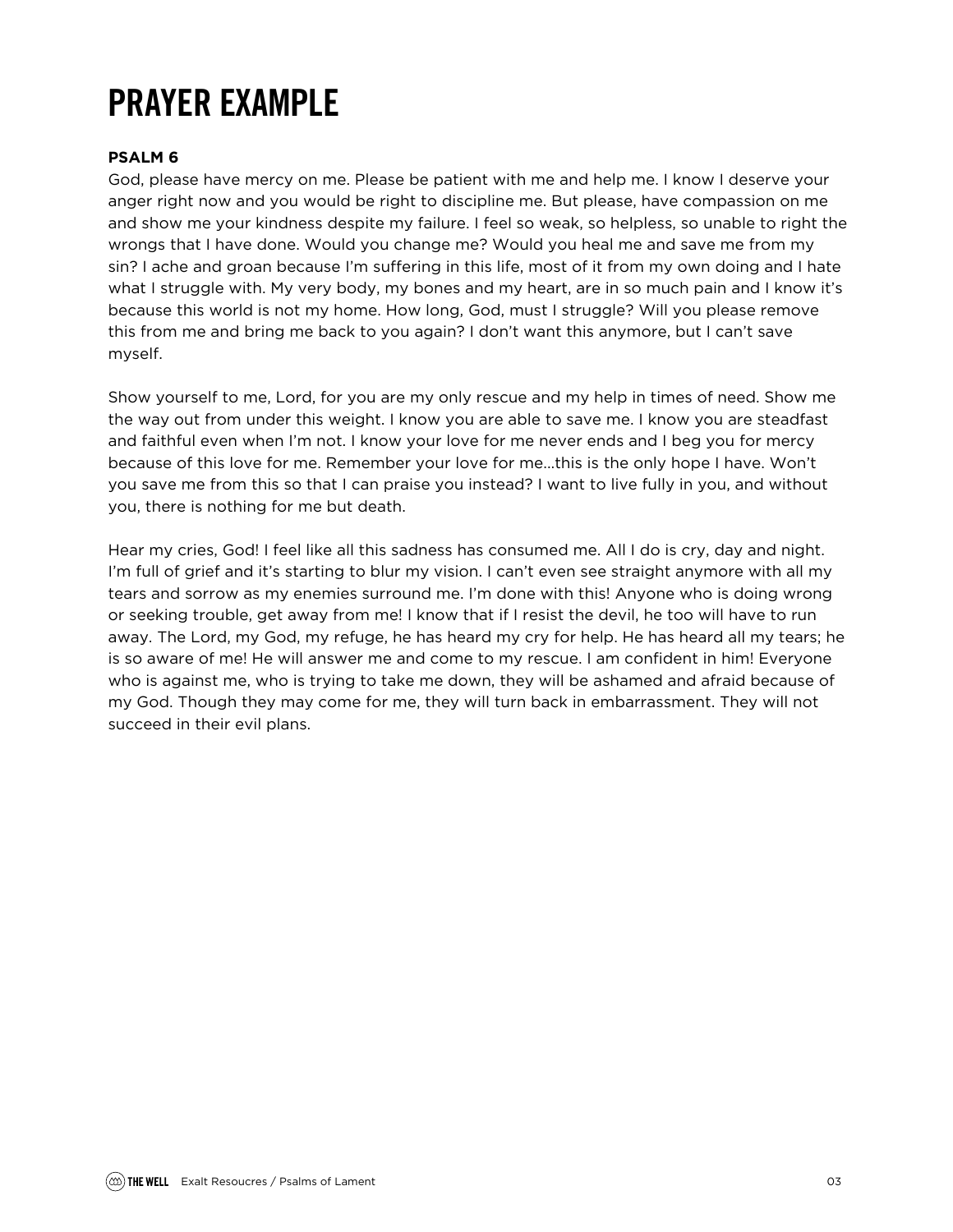# PRAYER EXAMPLE

**PSALM 6**

God, please have mercy on me. Please be patient with me and help me. I know I deserve your anger right now and you would be right to discipline me. But please, have compassion on me and show me your kindness despite my failure. I feel so weak, so helpless, so unable to right the wrongs that I have done. Would you change me? Would you heal me and save me from my sin? I ache and groan because I'm suffering in this life, most of it from my own doing and I hate what I struggle with. My very body, my bones and my heart, are in so much pain and I know it's because this world is not my home. How long, God, must I struggle? Will you please remove this from me and bring me back to you again? I don't want this anymore, but I can't save myself.

Show yourself to me, Lord, for you are my only rescue and my help in times of need. Show me the way out from under this weight. I know you are able to save me. I know you are steadfast and faithful even when I'm not. I know your love for me never ends and I beg you for mercy because of this love for me. Remember your love for me...this is the only hope I have. Won't you save me from this so that I can praise you instead? I want to live fully in you, and without you, there is nothing for me but death.

Hear my cries, God! I feel like all this sadness has consumed me. All I do is cry, day and night. I'm full of grief and it's starting to blur my vision. I can't even see straight anymore with all my tears and sorrow as my enemies surround me. I'm done with this! Anyone who is doing wrong or seeking trouble, get away from me! I know that if I resist the devil, he too will have to run away. The Lord, my God, my refuge, he has heard my cry for help. He has heard all my tears; he is so aware of me! He will answer me and come to my rescue. I am confident in him! Everyone who is against me, who is trying to take me down, they will be ashamed and afraid because of my God. Though they may come for me, they will turn back in embarrassment. They will not succeed in their evil plans.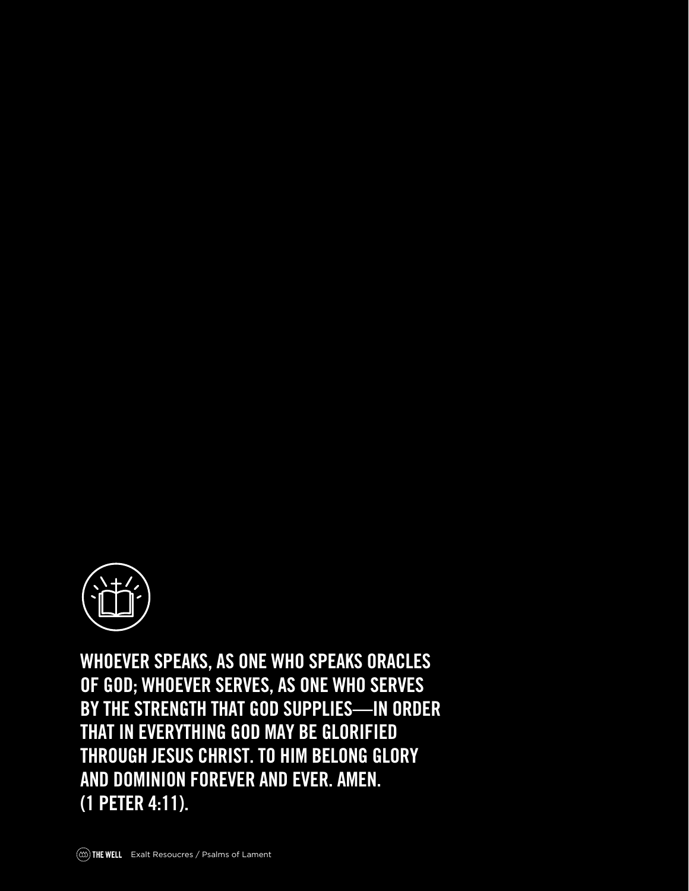**WHOEVER SPEAKS, AS ONE WHO SPEAKS ORACLES OF GOD; WHOEVER SERVES, AS ONE WHO SERVES BY THE STRENGTH THAT GOD SUPPLIES—IN ORDER THAT IN EVERYTHING GOD MAY BE GLORIFIED THROUGH JESUS CHRIST. TO HIM BELONG GLORY AND DOMINION FOREVER AND EVER. AMEN. (1 PETER 4:11).**